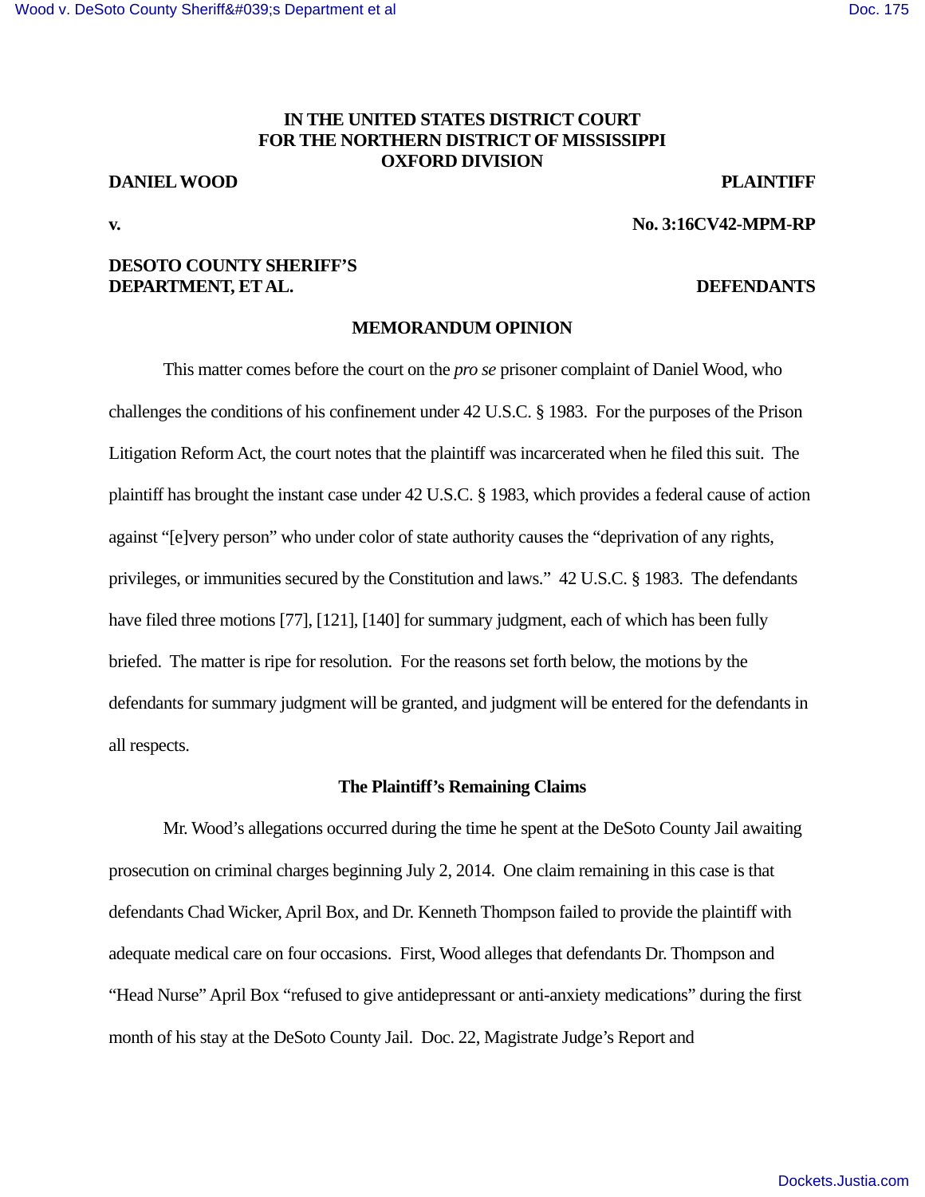**IN THE UNITED STATES DISTRICT COURT**
**FOR THE NORTHERN DISTRICT OF MISSISSIPPI**
**OXFORD DIVISION**

**DANIEL WOOD** **PLAINTIFF**

**v.** **No. 3:16CV42-MPM-RP**

**DESOTO COUNTY SHERIFF'S DEPARTMENT, ET AL.** **DEFENDANTS**

## MEMORANDUM OPINION

This matter comes before the court on the *pro se* prisoner complaint of Daniel Wood, who challenges the conditions of his confinement under 42 U.S.C. § 1983. For the purposes of the Prison Litigation Reform Act, the court notes that the plaintiff was incarcerated when he filed this suit. The plaintiff has brought the instant case under 42 U.S.C. § 1983, which provides a federal cause of action against "[e]very person" who under color of state authority causes the "deprivation of any rights, privileges, or immunities secured by the Constitution and laws." 42 U.S.C. § 1983. The defendants have filed three motions [77], [121], [140] for summary judgment, each of which has been fully briefed. The matter is ripe for resolution. For the reasons set forth below, the motions by the defendants for summary judgment will be granted, and judgment will be entered for the defendants in all respects.

### The Plaintiff's Remaining Claims

Mr. Wood's allegations occurred during the time he spent at the DeSoto County Jail awaiting prosecution on criminal charges beginning July 2, 2014. One claim remaining in this case is that defendants Chad Wicker, April Box, and Dr. Kenneth Thompson failed to provide the plaintiff with adequate medical care on four occasions. First, Wood alleges that defendants Dr. Thompson and "Head Nurse" April Box "refused to give antidepressant or anti-anxiety medications" during the first month of his stay at the DeSoto County Jail. Doc. 22, Magistrate Judge's Report and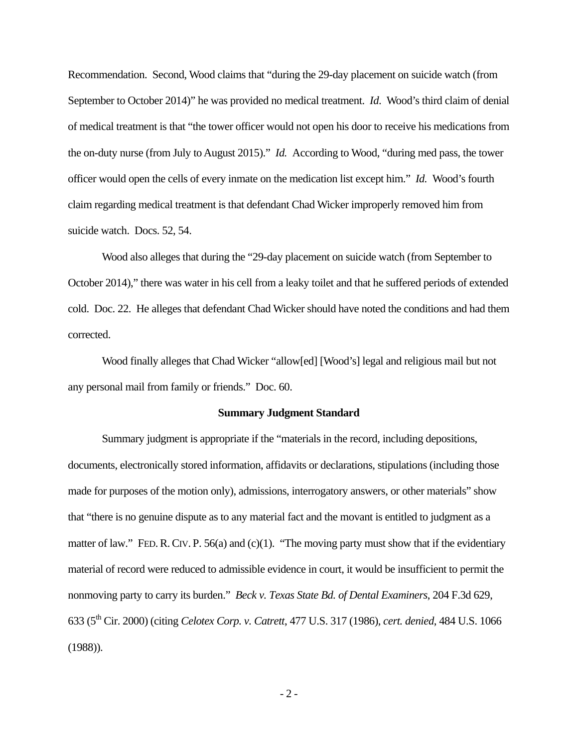Recommendation. Second, Wood claims that "during the 29-day placement on suicide watch (from September to October 2014)" he was provided no medical treatment. *Id.* Wood's third claim of denial of medical treatment is that "the tower officer would not open his door to receive his medications from the on-duty nurse (from July to August 2015)." *Id.* According to Wood, "during med pass, the tower officer would open the cells of every inmate on the medication list except him." *Id.* Wood's fourth claim regarding medical treatment is that defendant Chad Wicker improperly removed him from suicide watch. Docs. 52, 54.

Wood also alleges that during the "29-day placement on suicide watch (from September to October 2014)," there was water in his cell from a leaky toilet and that he suffered periods of extended cold. Doc. 22. He alleges that defendant Chad Wicker should have noted the conditions and had them corrected.

Wood finally alleges that Chad Wicker "allow[ed] [Wood's] legal and religious mail but not any personal mail from family or friends." Doc. 60.

**Summary Judgment Standard**

Summary judgment is appropriate if the "materials in the record, including depositions, documents, electronically stored information, affidavits or declarations, stipulations (including those made for purposes of the motion only), admissions, interrogatory answers, or other materials" show that "there is no genuine dispute as to any material fact and the movant is entitled to judgment as a matter of law." FED. R. CIV. P. 56(a) and (c)(1). "The moving party must show that if the evidentiary material of record were reduced to admissible evidence in court, it would be insufficient to permit the nonmoving party to carry its burden." *Beck v. Texas State Bd. of Dental Examiners*, 204 F.3d 629, 633 (5th Cir. 2000) (citing *Celotex Corp. v. Catrett*, 477 U.S. 317 (1986), *cert. denied*, 484 U.S. 1066 (1988)).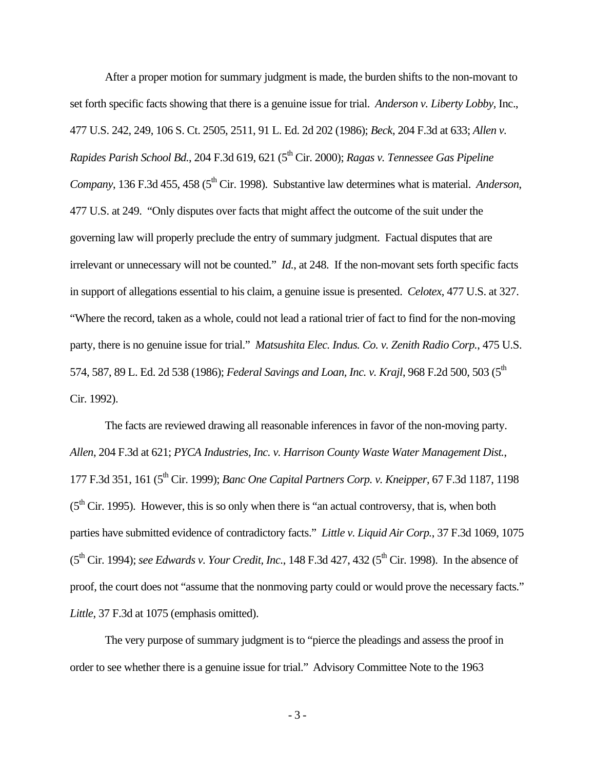After a proper motion for summary judgment is made, the burden shifts to the non-movant to set forth specific facts showing that there is a genuine issue for trial. *Anderson v. Liberty Lobby*, Inc., 477 U.S. 242, 249, 106 S. Ct. 2505, 2511, 91 L. Ed. 2d 202 (1986); *Beck*, 204 F.3d at 633; *Allen v. Rapides Parish School Bd.*, 204 F.3d 619, 621 (5th Cir. 2000); *Ragas v. Tennessee Gas Pipeline Company*, 136 F.3d 455, 458 (5th Cir. 1998). Substantive law determines what is material. *Anderson*, 477 U.S. at 249. "Only disputes over facts that might affect the outcome of the suit under the governing law will properly preclude the entry of summary judgment. Factual disputes that are irrelevant or unnecessary will not be counted." *Id.*, at 248. If the non-movant sets forth specific facts in support of allegations essential to his claim, a genuine issue is presented. *Celotex*, 477 U.S. at 327. "Where the record, taken as a whole, could not lead a rational trier of fact to find for the non-moving party, there is no genuine issue for trial." *Matsushita Elec. Indus. Co. v. Zenith Radio Corp.*, 475 U.S. 574, 587, 89 L. Ed. 2d 538 (1986); *Federal Savings and Loan, Inc. v. Krajl*, 968 F.2d 500, 503 (5th Cir. 1992).

The facts are reviewed drawing all reasonable inferences in favor of the non-moving party. *Allen*, 204 F.3d at 621; *PYCA Industries, Inc. v. Harrison County Waste Water Management Dist.*, 177 F.3d 351, 161 (5th Cir. 1999); *Banc One Capital Partners Corp. v. Kneipper*, 67 F.3d 1187, 1198 (5th Cir. 1995). However, this is so only when there is "an actual controversy, that is, when both parties have submitted evidence of contradictory facts." *Little v. Liquid Air Corp.*, 37 F.3d 1069, 1075 (5th Cir. 1994); *see Edwards v. Your Credit, Inc.*, 148 F.3d 427, 432 (5th Cir. 1998). In the absence of proof, the court does not "assume that the nonmoving party could or would prove the necessary facts." *Little*, 37 F.3d at 1075 (emphasis omitted).

The very purpose of summary judgment is to "pierce the pleadings and assess the proof in order to see whether there is a genuine issue for trial." Advisory Committee Note to the 1963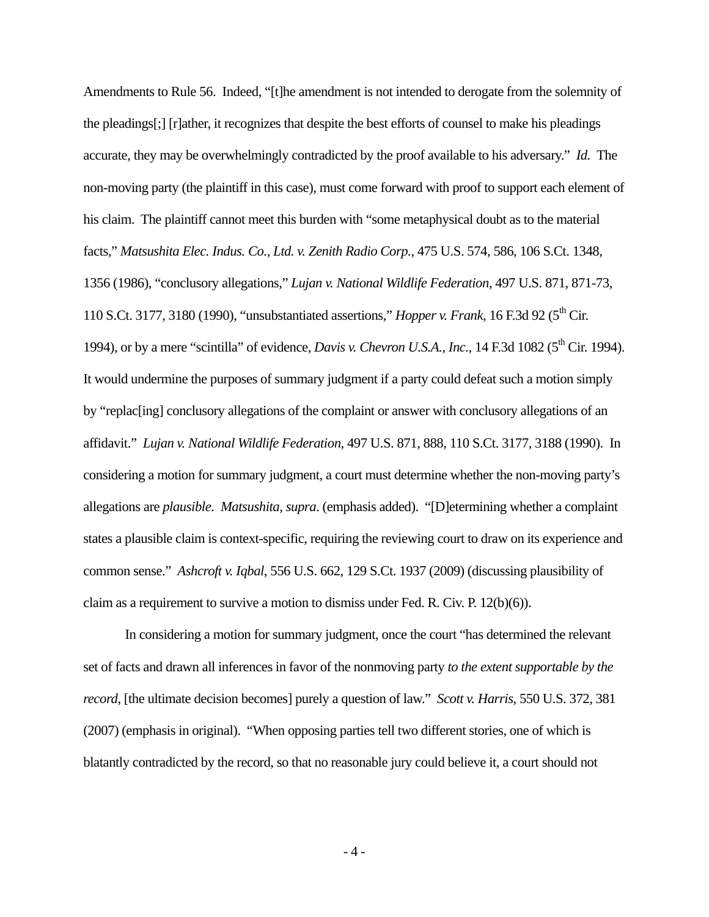Amendments to Rule 56. Indeed, "[t]he amendment is not intended to derogate from the solemnity of the pleadings[;] [r]ather, it recognizes that despite the best efforts of counsel to make his pleadings accurate, they may be overwhelmingly contradicted by the proof available to his adversary." *Id.* The non-moving party (the plaintiff in this case), must come forward with proof to support each element of his claim. The plaintiff cannot meet this burden with "some metaphysical doubt as to the material facts," *Matsushita Elec. Indus. Co., Ltd. v. Zenith Radio Corp.*, 475 U.S. 574, 586, 106 S.Ct. 1348, 1356 (1986), "conclusory allegations," *Lujan v. National Wildlife Federation*, 497 U.S. 871, 871-73, 110 S.Ct. 3177, 3180 (1990), "unsubstantiated assertions," *Hopper v. Frank*, 16 F.3d 92 (5th Cir. 1994), or by a mere "scintilla" of evidence, *Davis v. Chevron U.S.A., Inc.*, 14 F.3d 1082 (5th Cir. 1994). It would undermine the purposes of summary judgment if a party could defeat such a motion simply by "replac[ing] conclusory allegations of the complaint or answer with conclusory allegations of an affidavit." *Lujan v. National Wildlife Federation*, 497 U.S. 871, 888, 110 S.Ct. 3177, 3188 (1990). In considering a motion for summary judgment, a court must determine whether the non-moving party's allegations are *plausible*. *Matsushita, supra*. (emphasis added). "[D]etermining whether a complaint states a plausible claim is context-specific, requiring the reviewing court to draw on its experience and common sense." *Ashcroft v. Iqbal*, 556 U.S. 662, 129 S.Ct. 1937 (2009) (discussing plausibility of claim as a requirement to survive a motion to dismiss under Fed. R. Civ. P. 12(b)(6)).

In considering a motion for summary judgment, once the court "has determined the relevant set of facts and drawn all inferences in favor of the nonmoving party *to the extent supportable by the record*, [the ultimate decision becomes] purely a question of law." *Scott v. Harris*, 550 U.S. 372, 381 (2007) (emphasis in original). "When opposing parties tell two different stories, one of which is blatantly contradicted by the record, so that no reasonable jury could believe it, a court should not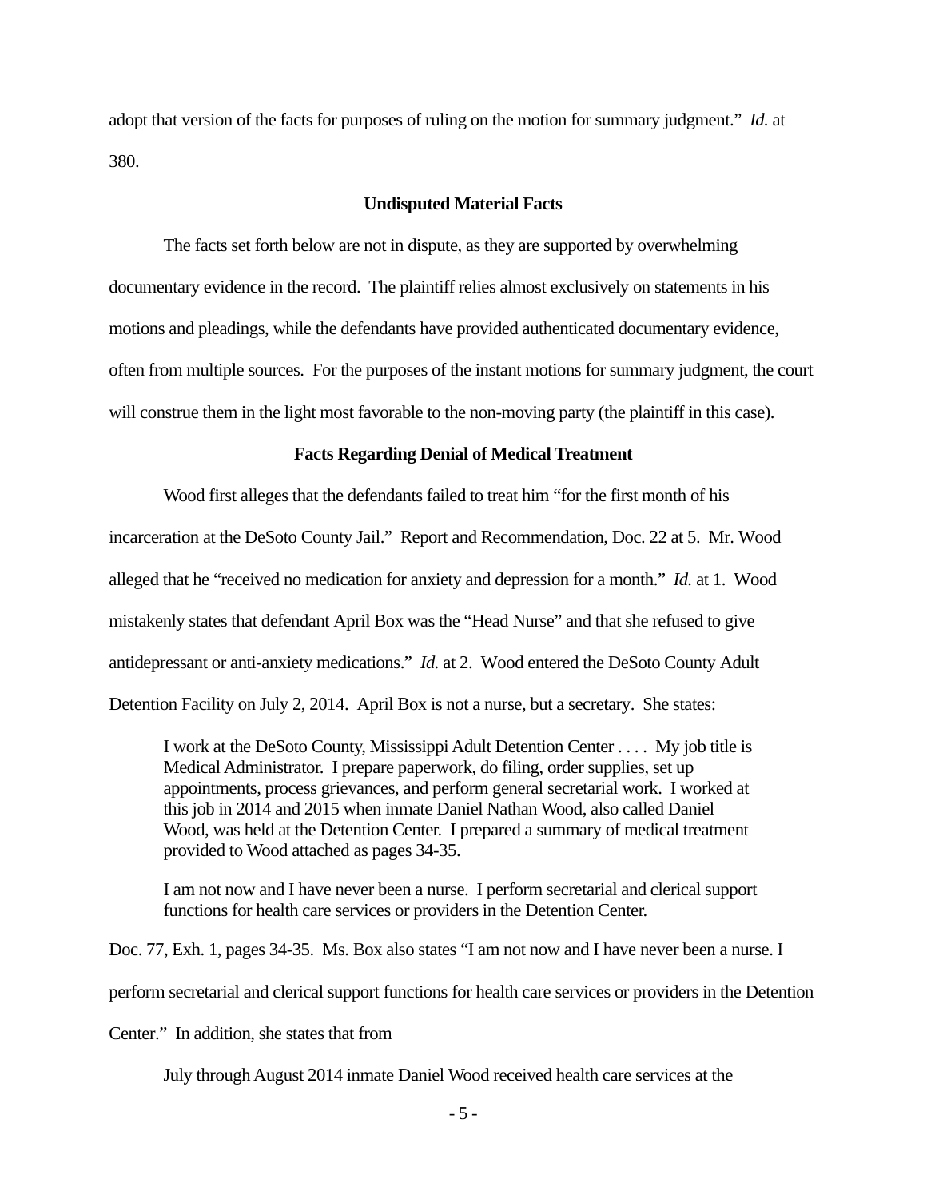adopt that version of the facts for purposes of ruling on the motion for summary judgment." *Id.* at 380.

**Undisputed Material Facts**

The facts set forth below are not in dispute, as they are supported by overwhelming documentary evidence in the record. The plaintiff relies almost exclusively on statements in his motions and pleadings, while the defendants have provided authenticated documentary evidence, often from multiple sources. For the purposes of the instant motions for summary judgment, the court will construe them in the light most favorable to the non-moving party (the plaintiff in this case).

**Facts Regarding Denial of Medical Treatment**

Wood first alleges that the defendants failed to treat him "for the first month of his incarceration at the DeSoto County Jail." Report and Recommendation, Doc. 22 at 5. Mr. Wood alleged that he "received no medication for anxiety and depression for a month." *Id.* at 1. Wood mistakenly states that defendant April Box was the "Head Nurse" and that she refused to give antidepressant or anti-anxiety medications." *Id.* at 2. Wood entered the DeSoto County Adult Detention Facility on July 2, 2014. April Box is not a nurse, but a secretary. She states:

> I work at the DeSoto County, Mississippi Adult Detention Center . . . . My job title is Medical Administrator. I prepare paperwork, do filing, order supplies, set up appointments, process grievances, and perform general secretarial work. I worked at this job in 2014 and 2015 when inmate Daniel Nathan Wood, also called Daniel Wood, was held at the Detention Center. I prepared a summary of medical treatment provided to Wood attached as pages 34-35.
>
> I am not now and I have never been a nurse. I perform secretarial and clerical support functions for health care services or providers in the Detention Center.

Doc. 77, Exh. 1, pages 34-35. Ms. Box also states "I am not now and I have never been a nurse. I perform secretarial and clerical support functions for health care services or providers in the Detention Center." In addition, she states that from

> July through August 2014 inmate Daniel Wood received health care services at the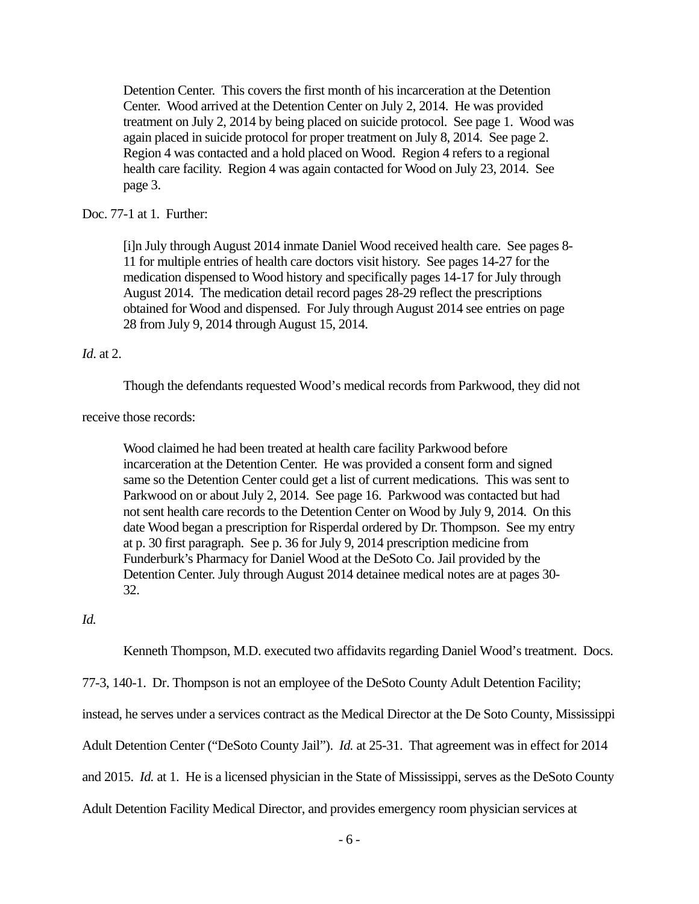> Detention Center. This covers the first month of his incarceration at the Detention Center. Wood arrived at the Detention Center on July 2, 2014. He was provided treatment on July 2, 2014 by being placed on suicide protocol. See page 1. Wood was again placed in suicide protocol for proper treatment on July 8, 2014. See page 2. Region 4 was contacted and a hold placed on Wood. Region 4 refers to a regional health care facility. Region 4 was again contacted for Wood on July 23, 2014. See page 3.

Doc. 77-1 at 1. Further:

> [i]n July through August 2014 inmate Daniel Wood received health care. See pages 8-11 for multiple entries of health care doctors visit history. See pages 14-27 for the medication dispensed to Wood history and specifically pages 14-17 for July through August 2014. The medication detail record pages 28-29 reflect the prescriptions obtained for Wood and dispensed. For July through August 2014 see entries on page 28 from July 9, 2014 through August 15, 2014.

*Id.* at 2.

Though the defendants requested Wood's medical records from Parkwood, they did not receive those records:

> Wood claimed he had been treated at health care facility Parkwood before incarceration at the Detention Center. He was provided a consent form and signed same so the Detention Center could get a list of current medications. This was sent to Parkwood on or about July 2, 2014. See page 16. Parkwood was contacted but had not sent health care records to the Detention Center on Wood by July 9, 2014. On this date Wood began a prescription for Risperdal ordered by Dr. Thompson. See my entry at p. 30 first paragraph. See p. 36 for July 9, 2014 prescription medicine from Funderburk's Pharmacy for Daniel Wood at the DeSoto Co. Jail provided by the Detention Center. July through August 2014 detainee medical notes are at pages 30-32.

*Id.*

Kenneth Thompson, M.D. executed two affidavits regarding Daniel Wood's treatment. Docs. 77-3, 140-1. Dr. Thompson is not an employee of the DeSoto County Adult Detention Facility; instead, he serves under a services contract as the Medical Director at the De Soto County, Mississippi Adult Detention Center ("DeSoto County Jail"). *Id.* at 25-31. That agreement was in effect for 2014 and 2015. *Id.* at 1. He is a licensed physician in the State of Mississippi, serves as the DeSoto County Adult Detention Facility Medical Director, and provides emergency room physician services at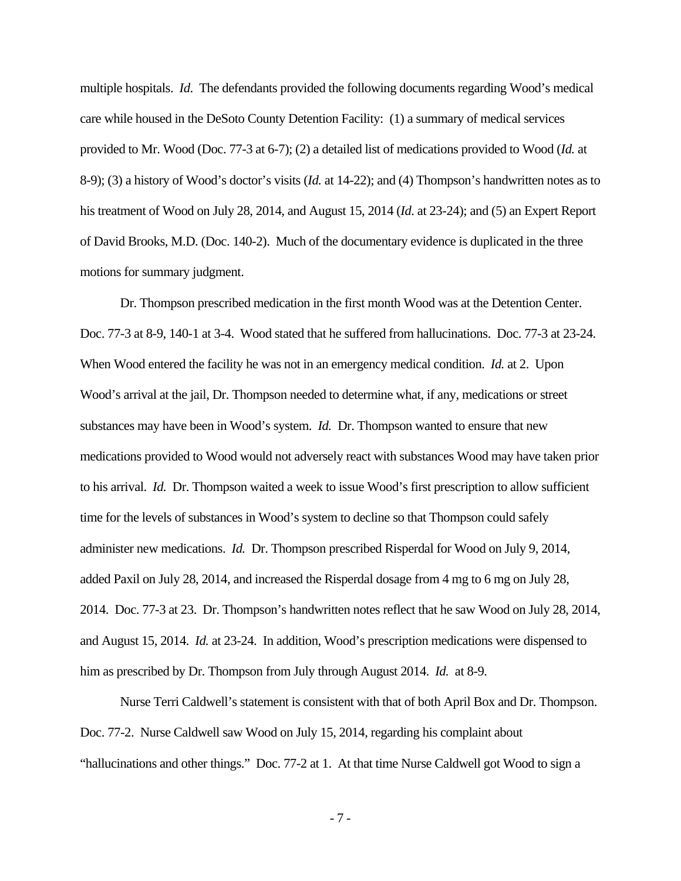multiple hospitals. *Id.* The defendants provided the following documents regarding Wood's medical care while housed in the DeSoto County Detention Facility: (1) a summary of medical services provided to Mr. Wood (Doc. 77-3 at 6-7); (2) a detailed list of medications provided to Wood (*Id.* at 8-9); (3) a history of Wood's doctor's visits (*Id.* at 14-22); and (4) Thompson's handwritten notes as to his treatment of Wood on July 28, 2014, and August 15, 2014 (*Id.* at 23-24); and (5) an Expert Report of David Brooks, M.D. (Doc. 140-2). Much of the documentary evidence is duplicated in the three motions for summary judgment.

Dr. Thompson prescribed medication in the first month Wood was at the Detention Center. Doc. 77-3 at 8-9, 140-1 at 3-4. Wood stated that he suffered from hallucinations. Doc. 77-3 at 23-24. When Wood entered the facility he was not in an emergency medical condition. *Id.* at 2. Upon Wood's arrival at the jail, Dr. Thompson needed to determine what, if any, medications or street substances may have been in Wood's system. *Id.* Dr. Thompson wanted to ensure that new medications provided to Wood would not adversely react with substances Wood may have taken prior to his arrival. *Id.* Dr. Thompson waited a week to issue Wood's first prescription to allow sufficient time for the levels of substances in Wood's system to decline so that Thompson could safely administer new medications. *Id.* Dr. Thompson prescribed Risperdal for Wood on July 9, 2014, added Paxil on July 28, 2014, and increased the Risperdal dosage from 4 mg to 6 mg on July 28, 2014. Doc. 77-3 at 23. Dr. Thompson's handwritten notes reflect that he saw Wood on July 28, 2014, and August 15, 2014. *Id.* at 23-24. In addition, Wood's prescription medications were dispensed to him as prescribed by Dr. Thompson from July through August 2014. *Id.* at 8-9.

Nurse Terri Caldwell's statement is consistent with that of both April Box and Dr. Thompson. Doc. 77-2. Nurse Caldwell saw Wood on July 15, 2014, regarding his complaint about "hallucinations and other things." Doc. 77-2 at 1. At that time Nurse Caldwell got Wood to sign a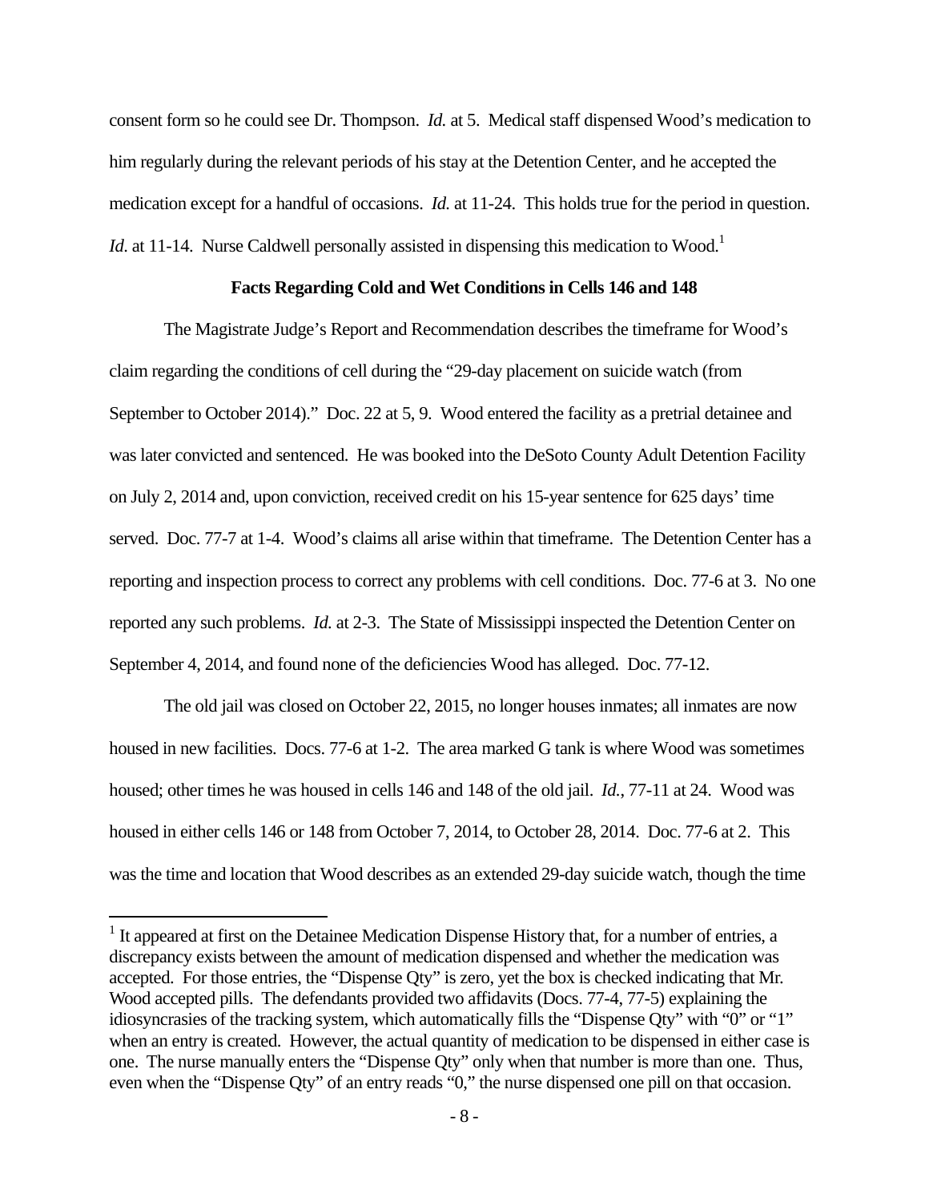consent form so he could see Dr. Thompson. *Id.* at 5. Medical staff dispensed Wood's medication to him regularly during the relevant periods of his stay at the Detention Center, and he accepted the medication except for a handful of occasions. *Id.* at 11-24. This holds true for the period in question. *Id.* at 11-14. Nurse Caldwell personally assisted in dispensing this medication to Wood.[1]

**Facts Regarding Cold and Wet Conditions in Cells 146 and 148**

The Magistrate Judge's Report and Recommendation describes the timeframe for Wood's claim regarding the conditions of cell during the "29-day placement on suicide watch (from September to October 2014)." Doc. 22 at 5, 9. Wood entered the facility as a pretrial detainee and was later convicted and sentenced. He was booked into the DeSoto County Adult Detention Facility on July 2, 2014 and, upon conviction, received credit on his 15-year sentence for 625 days' time served. Doc. 77-7 at 1-4. Wood's claims all arise within that timeframe. The Detention Center has a reporting and inspection process to correct any problems with cell conditions. Doc. 77-6 at 3. No one reported any such problems. *Id.* at 2-3. The State of Mississippi inspected the Detention Center on September 4, 2014, and found none of the deficiencies Wood has alleged. Doc. 77-12.

The old jail was closed on October 22, 2015, no longer houses inmates; all inmates are now housed in new facilities. Docs. 77-6 at 1-2. The area marked G tank is where Wood was sometimes housed; other times he was housed in cells 146 and 148 of the old jail. *Id.*, 77-11 at 24. Wood was housed in either cells 146 or 148 from October 7, 2014, to October 28, 2014. Doc. 77-6 at 2. This was the time and location that Wood describes as an extended 29-day suicide watch, though the time

[1] It appeared at first on the Detainee Medication Dispense History that, for a number of entries, a discrepancy exists between the amount of medication dispensed and whether the medication was accepted. For those entries, the "Dispense Qty" is zero, yet the box is checked indicating that Mr. Wood accepted pills. The defendants provided two affidavits (Docs. 77-4, 77-5) explaining the idiosyncrasies of the tracking system, which automatically fills the "Dispense Qty" with "0" or "1" when an entry is created. However, the actual quantity of medication to be dispensed in either case is one. The nurse manually enters the "Dispense Qty" only when that number is more than one. Thus, even when the "Dispense Qty" of an entry reads "0," the nurse dispensed one pill on that occasion.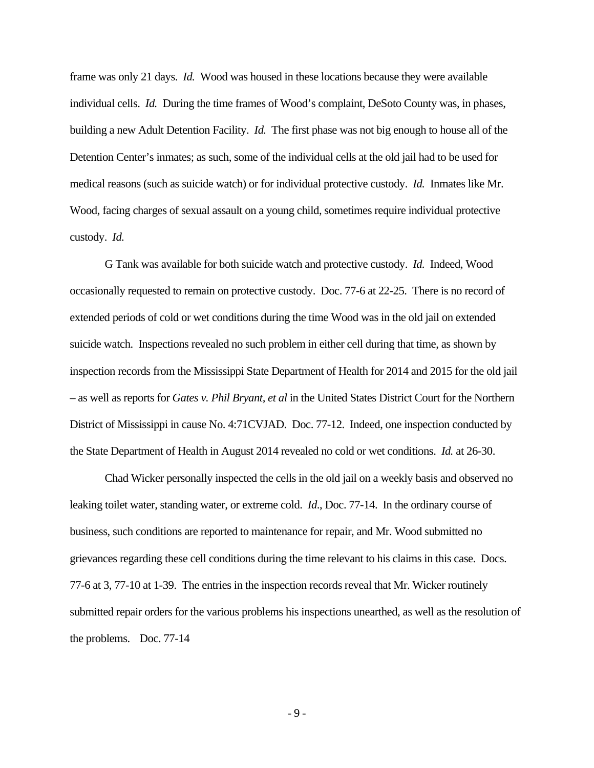frame was only 21 days. *Id.* Wood was housed in these locations because they were available individual cells. *Id.* During the time frames of Wood's complaint, DeSoto County was, in phases, building a new Adult Detention Facility. *Id.* The first phase was not big enough to house all of the Detention Center's inmates; as such, some of the individual cells at the old jail had to be used for medical reasons (such as suicide watch) or for individual protective custody. *Id.* Inmates like Mr. Wood, facing charges of sexual assault on a young child, sometimes require individual protective custody. *Id.*

G Tank was available for both suicide watch and protective custody. *Id.* Indeed, Wood occasionally requested to remain on protective custody. Doc. 77-6 at 22-25. There is no record of extended periods of cold or wet conditions during the time Wood was in the old jail on extended suicide watch. Inspections revealed no such problem in either cell during that time, as shown by inspection records from the Mississippi State Department of Health for 2014 and 2015 for the old jail – as well as reports for *Gates v. Phil Bryant, et al* in the United States District Court for the Northern District of Mississippi in cause No. 4:71CVJAD. Doc. 77-12. Indeed, one inspection conducted by the State Department of Health in August 2014 revealed no cold or wet conditions. *Id.* at 26-30.

Chad Wicker personally inspected the cells in the old jail on a weekly basis and observed no leaking toilet water, standing water, or extreme cold. *Id*., Doc. 77-14. In the ordinary course of business, such conditions are reported to maintenance for repair, and Mr. Wood submitted no grievances regarding these cell conditions during the time relevant to his claims in this case. Docs. 77-6 at 3, 77-10 at 1-39. The entries in the inspection records reveal that Mr. Wicker routinely submitted repair orders for the various problems his inspections unearthed, as well as the resolution of the problems. Doc. 77-14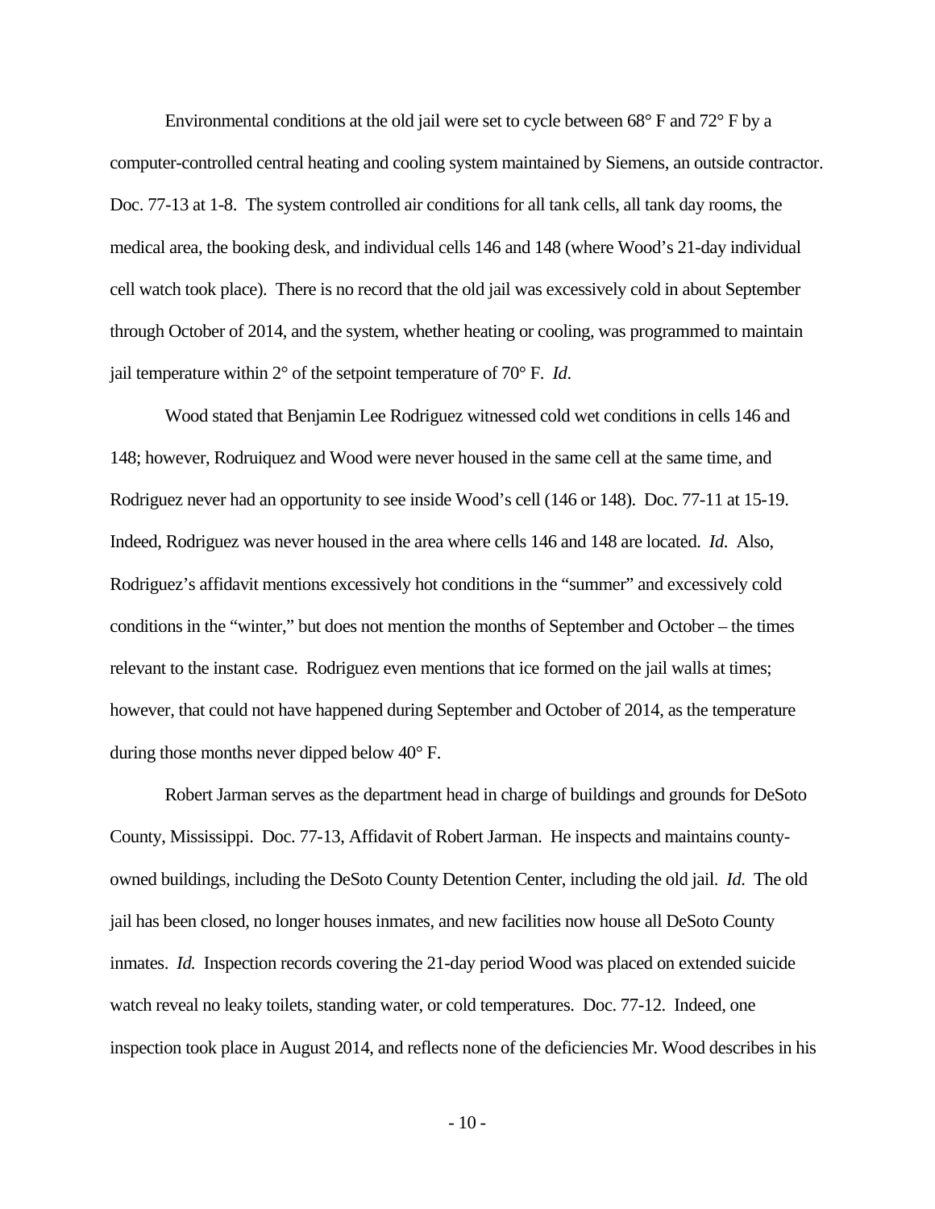Environmental conditions at the old jail were set to cycle between 68° F and 72° F by a computer-controlled central heating and cooling system maintained by Siemens, an outside contractor. Doc. 77-13 at 1-8. The system controlled air conditions for all tank cells, all tank day rooms, the medical area, the booking desk, and individual cells 146 and 148 (where Wood's 21-day individual cell watch took place). There is no record that the old jail was excessively cold in about September through October of 2014, and the system, whether heating or cooling, was programmed to maintain jail temperature within 2° of the setpoint temperature of 70° F. *Id*.

Wood stated that Benjamin Lee Rodriguez witnessed cold wet conditions in cells 146 and 148; however, Rodruiquez and Wood were never housed in the same cell at the same time, and Rodriguez never had an opportunity to see inside Wood's cell (146 or 148). Doc. 77-11 at 15-19. Indeed, Rodriguez was never housed in the area where cells 146 and 148 are located. *Id.* Also, Rodriguez's affidavit mentions excessively hot conditions in the "summer" and excessively cold conditions in the "winter," but does not mention the months of September and October – the times relevant to the instant case. Rodriguez even mentions that ice formed on the jail walls at times; however, that could not have happened during September and October of 2014, as the temperature during those months never dipped below 40° F.

Robert Jarman serves as the department head in charge of buildings and grounds for DeSoto County, Mississippi. Doc. 77-13, Affidavit of Robert Jarman. He inspects and maintains county-owned buildings, including the DeSoto County Detention Center, including the old jail. *Id.* The old jail has been closed, no longer houses inmates, and new facilities now house all DeSoto County inmates. *Id.* Inspection records covering the 21-day period Wood was placed on extended suicide watch reveal no leaky toilets, standing water, or cold temperatures. Doc. 77-12. Indeed, one inspection took place in August 2014, and reflects none of the deficiencies Mr. Wood describes in his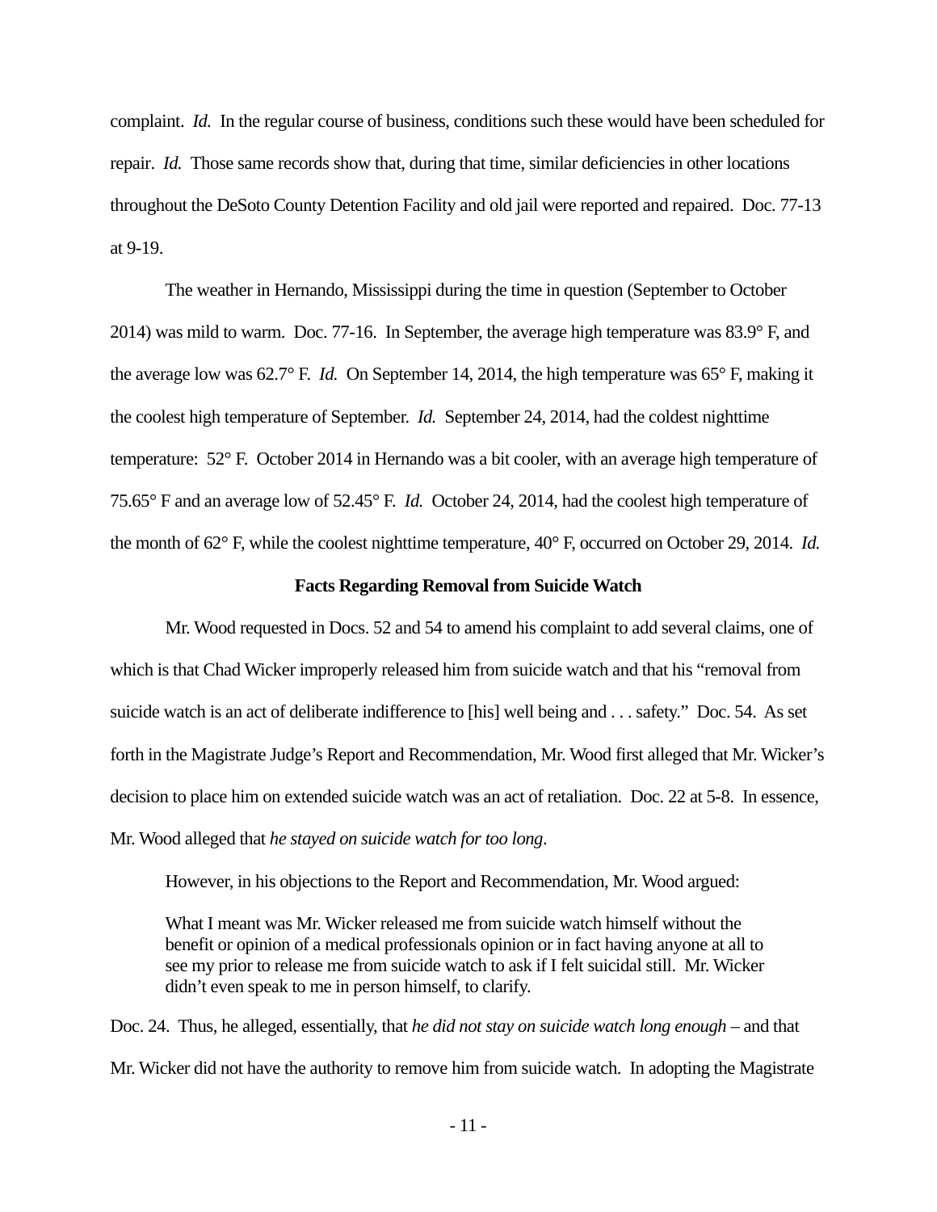complaint. *Id.* In the regular course of business, conditions such these would have been scheduled for repair. *Id.* Those same records show that, during that time, similar deficiencies in other locations throughout the DeSoto County Detention Facility and old jail were reported and repaired. Doc. 77-13 at 9-19.

The weather in Hernando, Mississippi during the time in question (September to October 2014) was mild to warm. Doc. 77-16. In September, the average high temperature was 83.9° F, and the average low was 62.7° F. *Id.* On September 14, 2014, the high temperature was 65° F, making it the coolest high temperature of September. *Id.* September 24, 2014, had the coldest nighttime temperature: 52° F. October 2014 in Hernando was a bit cooler, with an average high temperature of 75.65° F and an average low of 52.45° F. *Id.* October 24, 2014, had the coolest high temperature of the month of 62° F, while the coolest nighttime temperature, 40° F, occurred on October 29, 2014. *Id.*

**Facts Regarding Removal from Suicide Watch**

Mr. Wood requested in Docs. 52 and 54 to amend his complaint to add several claims, one of which is that Chad Wicker improperly released him from suicide watch and that his "removal from suicide watch is an act of deliberate indifference to [his] well being and . . . safety." Doc. 54. As set forth in the Magistrate Judge's Report and Recommendation, Mr. Wood first alleged that Mr. Wicker's decision to place him on extended suicide watch was an act of retaliation. Doc. 22 at 5-8. In essence, Mr. Wood alleged that *he stayed on suicide watch for too long*.

However, in his objections to the Report and Recommendation, Mr. Wood argued:

> What I meant was Mr. Wicker released me from suicide watch himself without the benefit or opinion of a medical professionals opinion or in fact having anyone at all to see my prior to release me from suicide watch to ask if I felt suicidal still. Mr. Wicker didn't even speak to me in person himself, to clarify.

Doc. 24. Thus, he alleged, essentially, that *he did not stay on suicide watch long enough* – and that Mr. Wicker did not have the authority to remove him from suicide watch. In adopting the Magistrate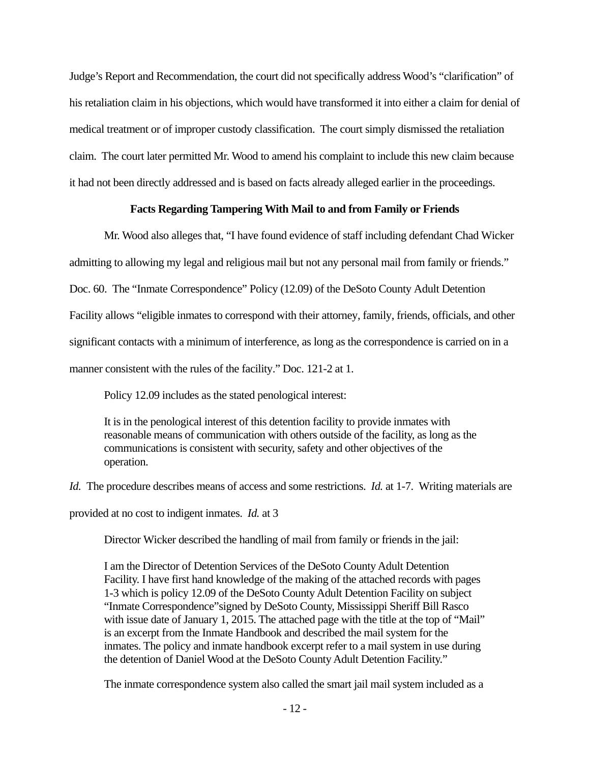Judge's Report and Recommendation, the court did not specifically address Wood's "clarification" of his retaliation claim in his objections, which would have transformed it into either a claim for denial of medical treatment or of improper custody classification. The court simply dismissed the retaliation claim. The court later permitted Mr. Wood to amend his complaint to include this new claim because it had not been directly addressed and is based on facts already alleged earlier in the proceedings.

**Facts Regarding Tampering With Mail to and from Family or Friends**

Mr. Wood also alleges that, "I have found evidence of staff including defendant Chad Wicker admitting to allowing my legal and religious mail but not any personal mail from family or friends." Doc. 60. The "Inmate Correspondence" Policy (12.09) of the DeSoto County Adult Detention Facility allows "eligible inmates to correspond with their attorney, family, friends, officials, and other significant contacts with a minimum of interference, as long as the correspondence is carried on in a manner consistent with the rules of the facility." Doc. 121-2 at 1.

Policy 12.09 includes as the stated penological interest:

> It is in the penological interest of this detention facility to provide inmates with reasonable means of communication with others outside of the facility, as long as the communications is consistent with security, safety and other objectives of the operation.

*Id.* The procedure describes means of access and some restrictions. *Id.* at 1-7. Writing materials are provided at no cost to indigent inmates. *Id.* at 3

Director Wicker described the handling of mail from family or friends in the jail:

> I am the Director of Detention Services of the DeSoto County Adult Detention Facility. I have first hand knowledge of the making of the attached records with pages 1-3 which is policy 12.09 of the DeSoto County Adult Detention Facility on subject "Inmate Correspondence"signed by DeSoto County, Mississippi Sheriff Bill Rasco with issue date of January 1, 2015. The attached page with the title at the top of "Mail" is an excerpt from the Inmate Handbook and described the mail system for the inmates. The policy and inmate handbook excerpt refer to a mail system in use during the detention of Daniel Wood at the DeSoto County Adult Detention Facility."

The inmate correspondence system also called the smart jail mail system included as a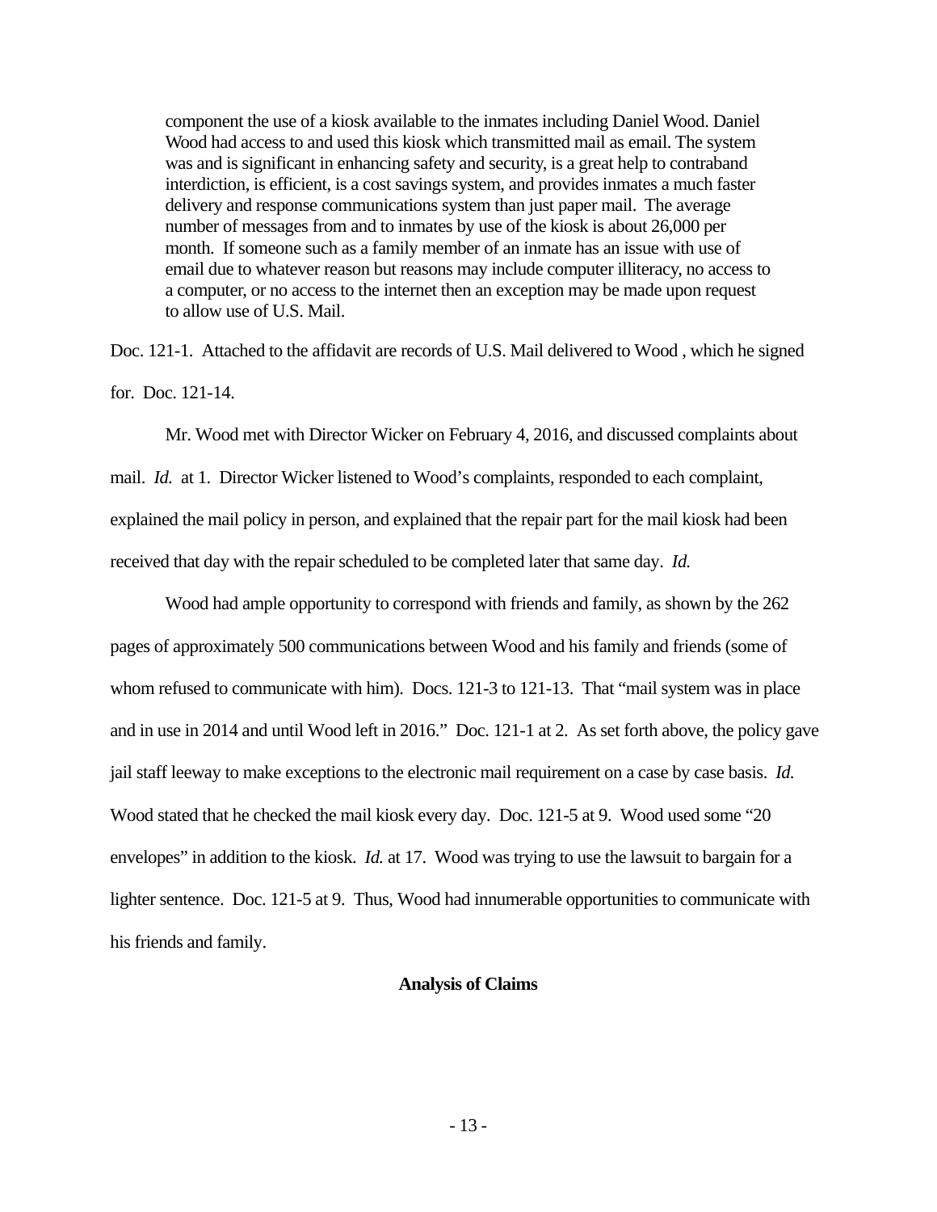> component the use of a kiosk available to the inmates including Daniel Wood. Daniel Wood had access to and used this kiosk which transmitted mail as email. The system was and is significant in enhancing safety and security, is a great help to contraband interdiction, is efficient, is a cost savings system, and provides inmates a much faster delivery and response communications system than just paper mail. The average number of messages from and to inmates by use of the kiosk is about 26,000 per month. If someone such as a family member of an inmate has an issue with use of email due to whatever reason but reasons may include computer illiteracy, no access to a computer, or no access to the internet then an exception may be made upon request to allow use of U.S. Mail.

Doc. 121-1. Attached to the affidavit are records of U.S. Mail delivered to Wood , which he signed for. Doc. 121-14.

Mr. Wood met with Director Wicker on February 4, 2016, and discussed complaints about mail. *Id.* at 1. Director Wicker listened to Wood's complaints, responded to each complaint, explained the mail policy in person, and explained that the repair part for the mail kiosk had been received that day with the repair scheduled to be completed later that same day. *Id.*

Wood had ample opportunity to correspond with friends and family, as shown by the 262 pages of approximately 500 communications between Wood and his family and friends (some of whom refused to communicate with him). Docs. 121-3 to 121-13. That "mail system was in place and in use in 2014 and until Wood left in 2016." Doc. 121-1 at 2. As set forth above, the policy gave jail staff leeway to make exceptions to the electronic mail requirement on a case by case basis. *Id.* Wood stated that he checked the mail kiosk every day. Doc. 121-5 at 9. Wood used some "20 envelopes" in addition to the kiosk. *Id.* at 17. Wood was trying to use the lawsuit to bargain for a lighter sentence. Doc. 121-5 at 9. Thus, Wood had innumerable opportunities to communicate with his friends and family.

**Analysis of Claims**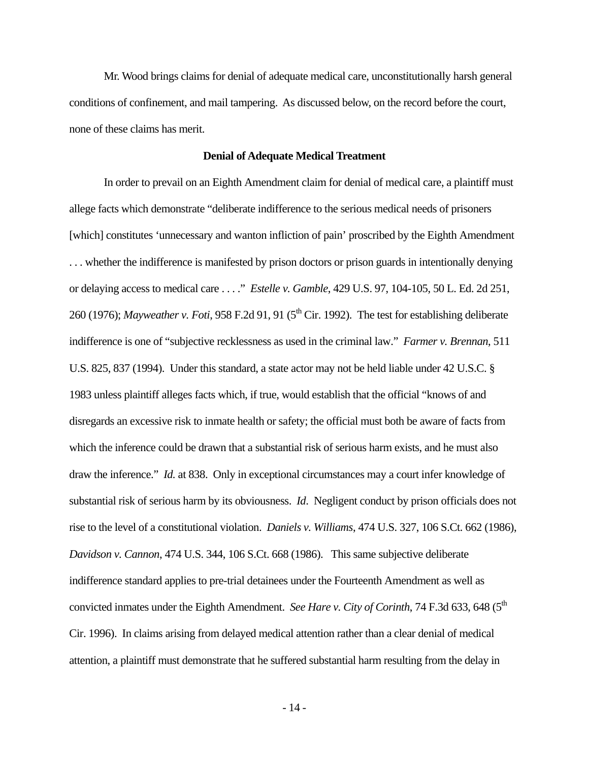Mr. Wood brings claims for denial of adequate medical care, unconstitutionally harsh general conditions of confinement, and mail tampering. As discussed below, on the record before the court, none of these claims has merit.

**Denial of Adequate Medical Treatment**

In order to prevail on an Eighth Amendment claim for denial of medical care, a plaintiff must allege facts which demonstrate "deliberate indifference to the serious medical needs of prisoners [which] constitutes 'unnecessary and wanton infliction of pain' proscribed by the Eighth Amendment . . . whether the indifference is manifested by prison doctors or prison guards in intentionally denying or delaying access to medical care . . . ." *Estelle v. Gamble*, 429 U.S. 97, 104-105, 50 L. Ed. 2d 251, 260 (1976); *Mayweather v. Foti*, 958 F.2d 91, 91 (5th Cir. 1992). The test for establishing deliberate indifference is one of "subjective recklessness as used in the criminal law." *Farmer v. Brennan*, 511 U.S. 825, 837 (1994). Under this standard, a state actor may not be held liable under 42 U.S.C. § 1983 unless plaintiff alleges facts which, if true, would establish that the official "knows of and disregards an excessive risk to inmate health or safety; the official must both be aware of facts from which the inference could be drawn that a substantial risk of serious harm exists, and he must also draw the inference." *Id.* at 838. Only in exceptional circumstances may a court infer knowledge of substantial risk of serious harm by its obviousness. *Id*. Negligent conduct by prison officials does not rise to the level of a constitutional violation. *Daniels v. Williams*, 474 U.S. 327, 106 S.Ct. 662 (1986), *Davidson v. Cannon*, 474 U.S. 344, 106 S.Ct. 668 (1986). This same subjective deliberate indifference standard applies to pre-trial detainees under the Fourteenth Amendment as well as convicted inmates under the Eighth Amendment. *See Hare v. City of Corinth*, 74 F.3d 633, 648 (5th Cir. 1996). In claims arising from delayed medical attention rather than a clear denial of medical attention, a plaintiff must demonstrate that he suffered substantial harm resulting from the delay in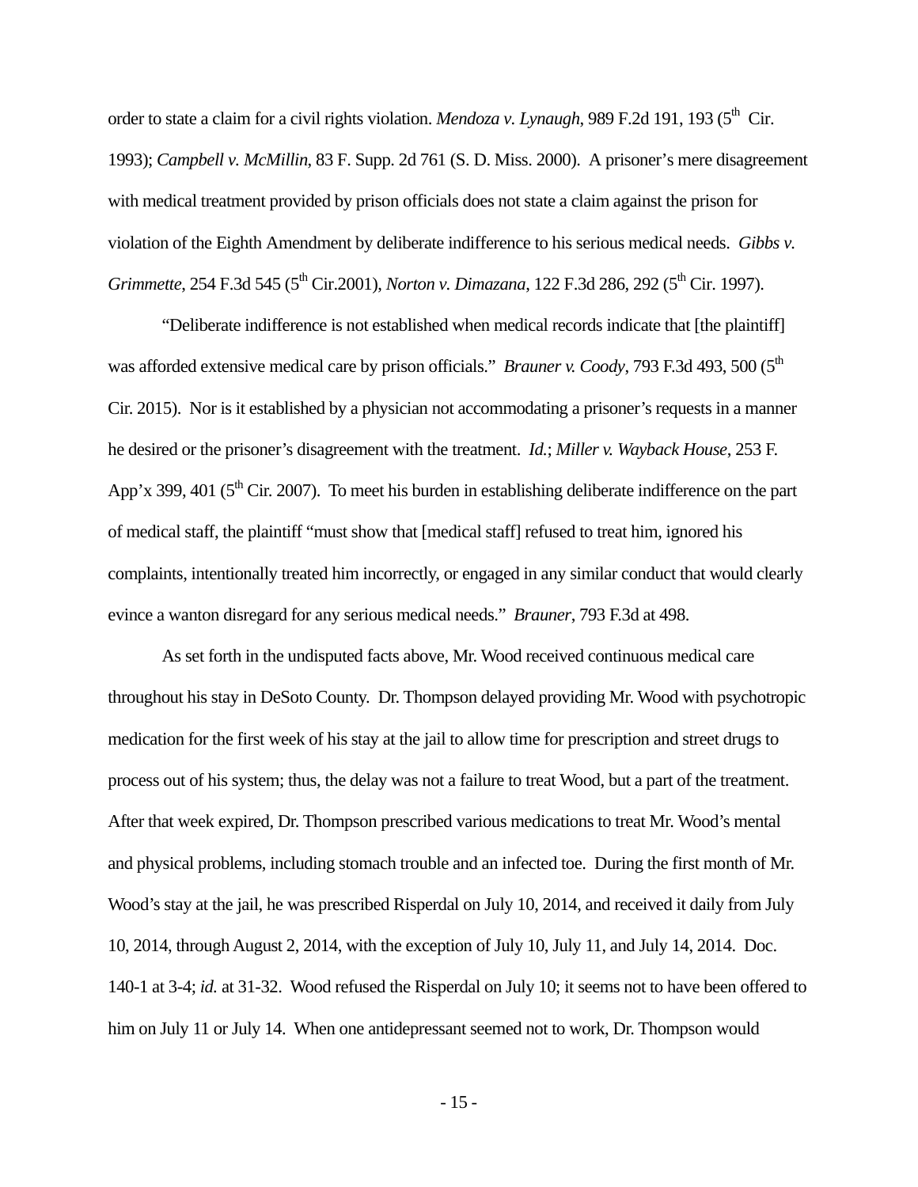order to state a claim for a civil rights violation. *Mendoza v. Lynaugh*, 989 F.2d 191, 193 (5th Cir. 1993); *Campbell v. McMillin*, 83 F. Supp. 2d 761 (S. D. Miss. 2000). A prisoner's mere disagreement with medical treatment provided by prison officials does not state a claim against the prison for violation of the Eighth Amendment by deliberate indifference to his serious medical needs. *Gibbs v. Grimmette*, 254 F.3d 545 (5th Cir.2001), *Norton v. Dimazana*, 122 F.3d 286, 292 (5th Cir. 1997).

"Deliberate indifference is not established when medical records indicate that [the plaintiff] was afforded extensive medical care by prison officials." *Brauner v. Coody*, 793 F.3d 493, 500 (5th Cir. 2015). Nor is it established by a physician not accommodating a prisoner's requests in a manner he desired or the prisoner's disagreement with the treatment. *Id.*; *Miller v. Wayback House*, 253 F. App'x 399, 401 (5th Cir. 2007). To meet his burden in establishing deliberate indifference on the part of medical staff, the plaintiff "must show that [medical staff] refused to treat him, ignored his complaints, intentionally treated him incorrectly, or engaged in any similar conduct that would clearly evince a wanton disregard for any serious medical needs." *Brauner*, 793 F.3d at 498.

As set forth in the undisputed facts above, Mr. Wood received continuous medical care throughout his stay in DeSoto County. Dr. Thompson delayed providing Mr. Wood with psychotropic medication for the first week of his stay at the jail to allow time for prescription and street drugs to process out of his system; thus, the delay was not a failure to treat Wood, but a part of the treatment. After that week expired, Dr. Thompson prescribed various medications to treat Mr. Wood's mental and physical problems, including stomach trouble and an infected toe. During the first month of Mr. Wood's stay at the jail, he was prescribed Risperdal on July 10, 2014, and received it daily from July 10, 2014, through August 2, 2014, with the exception of July 10, July 11, and July 14, 2014. Doc. 140-1 at 3-4; *id.* at 31-32. Wood refused the Risperdal on July 10; it seems not to have been offered to him on July 11 or July 14. When one antidepressant seemed not to work, Dr. Thompson would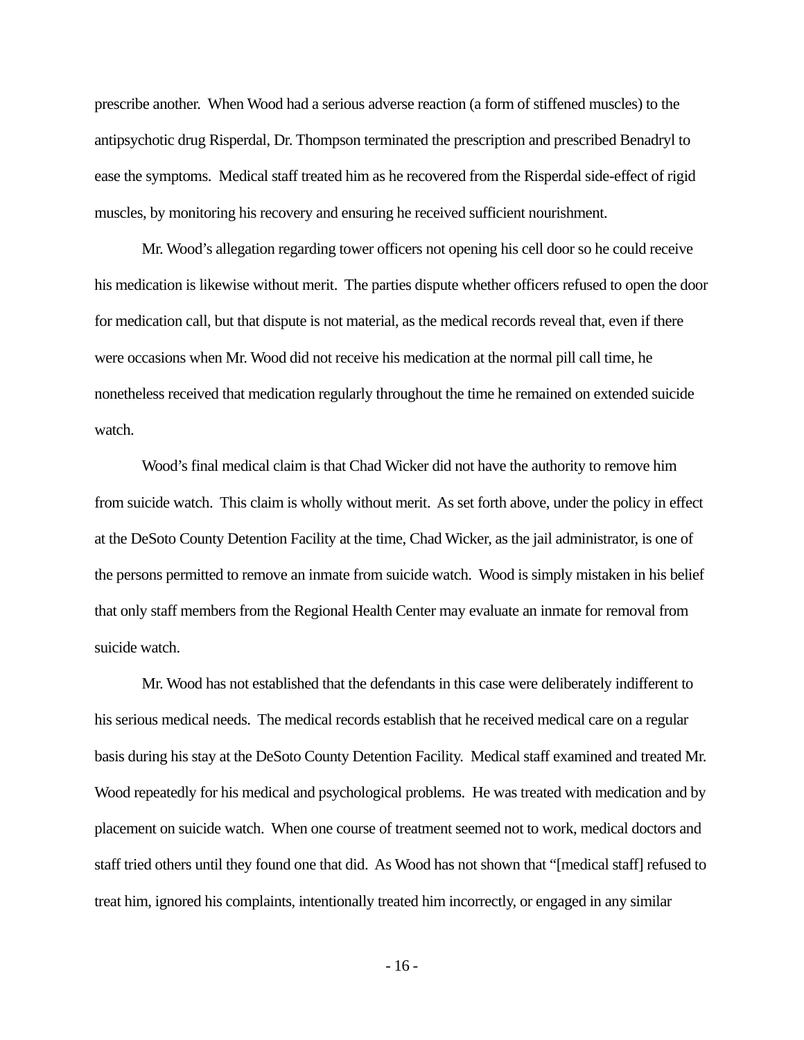prescribe another. When Wood had a serious adverse reaction (a form of stiffened muscles) to the antipsychotic drug Risperdal, Dr. Thompson terminated the prescription and prescribed Benadryl to ease the symptoms. Medical staff treated him as he recovered from the Risperdal side-effect of rigid muscles, by monitoring his recovery and ensuring he received sufficient nourishment.

Mr. Wood's allegation regarding tower officers not opening his cell door so he could receive his medication is likewise without merit. The parties dispute whether officers refused to open the door for medication call, but that dispute is not material, as the medical records reveal that, even if there were occasions when Mr. Wood did not receive his medication at the normal pill call time, he nonetheless received that medication regularly throughout the time he remained on extended suicide watch.

Wood's final medical claim is that Chad Wicker did not have the authority to remove him from suicide watch. This claim is wholly without merit. As set forth above, under the policy in effect at the DeSoto County Detention Facility at the time, Chad Wicker, as the jail administrator, is one of the persons permitted to remove an inmate from suicide watch. Wood is simply mistaken in his belief that only staff members from the Regional Health Center may evaluate an inmate for removal from suicide watch.

Mr. Wood has not established that the defendants in this case were deliberately indifferent to his serious medical needs. The medical records establish that he received medical care on a regular basis during his stay at the DeSoto County Detention Facility. Medical staff examined and treated Mr. Wood repeatedly for his medical and psychological problems. He was treated with medication and by placement on suicide watch. When one course of treatment seemed not to work, medical doctors and staff tried others until they found one that did. As Wood has not shown that "[medical staff] refused to treat him, ignored his complaints, intentionally treated him incorrectly, or engaged in any similar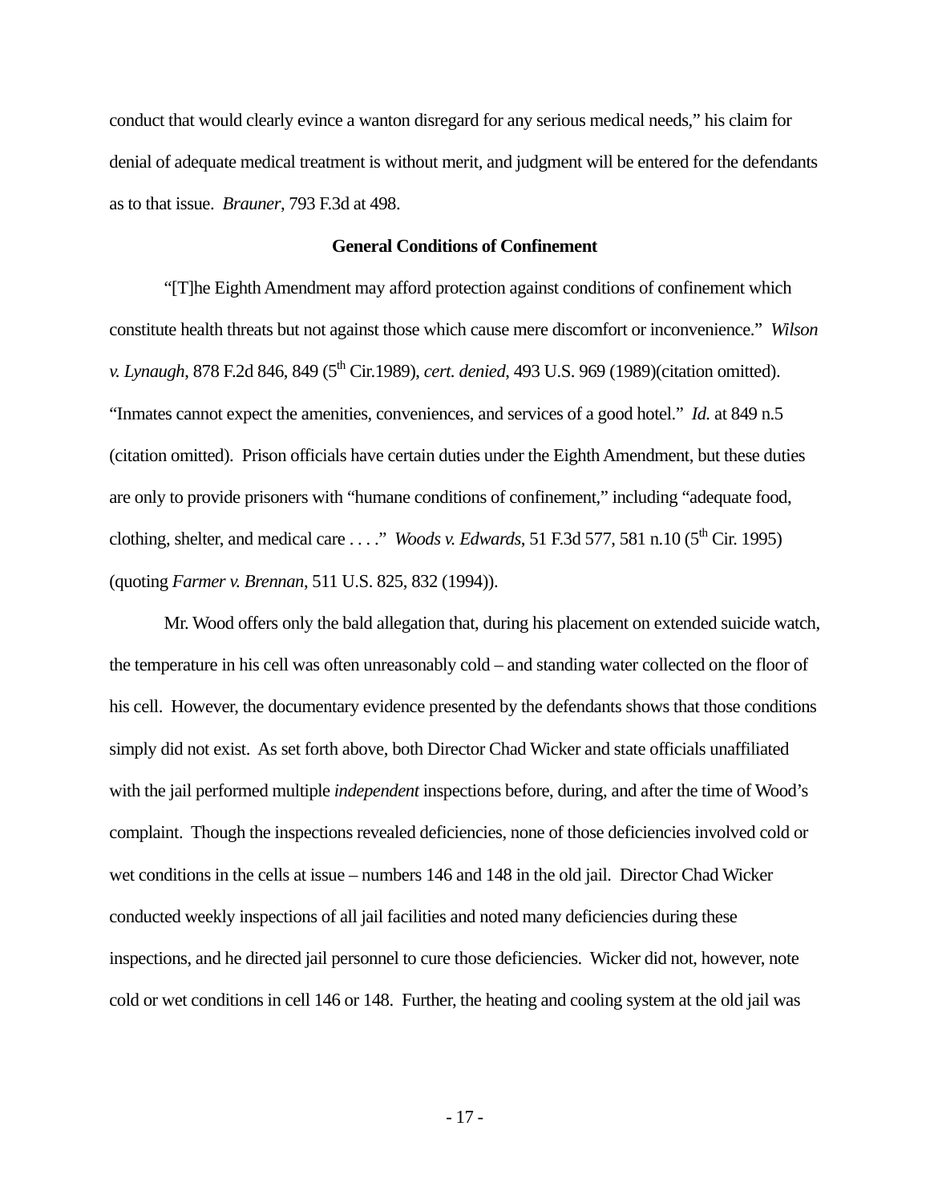conduct that would clearly evince a wanton disregard for any serious medical needs," his claim for denial of adequate medical treatment is without merit, and judgment will be entered for the defendants as to that issue. *Brauner*, 793 F.3d at 498.

**General Conditions of Confinement**

"[T]he Eighth Amendment may afford protection against conditions of confinement which constitute health threats but not against those which cause mere discomfort or inconvenience." *Wilson v. Lynaugh*, 878 F.2d 846, 849 (5th Cir.1989), *cert. denied*, 493 U.S. 969 (1989)(citation omitted). "Inmates cannot expect the amenities, conveniences, and services of a good hotel." *Id.* at 849 n.5 (citation omitted). Prison officials have certain duties under the Eighth Amendment, but these duties are only to provide prisoners with "humane conditions of confinement," including "adequate food, clothing, shelter, and medical care . . . ." *Woods v. Edwards*, 51 F.3d 577, 581 n.10 (5th Cir. 1995) (quoting *Farmer v. Brennan*, 511 U.S. 825, 832 (1994)).

Mr. Wood offers only the bald allegation that, during his placement on extended suicide watch, the temperature in his cell was often unreasonably cold – and standing water collected on the floor of his cell. However, the documentary evidence presented by the defendants shows that those conditions simply did not exist. As set forth above, both Director Chad Wicker and state officials unaffiliated with the jail performed multiple *independent* inspections before, during, and after the time of Wood's complaint. Though the inspections revealed deficiencies, none of those deficiencies involved cold or wet conditions in the cells at issue – numbers 146 and 148 in the old jail. Director Chad Wicker conducted weekly inspections of all jail facilities and noted many deficiencies during these inspections, and he directed jail personnel to cure those deficiencies. Wicker did not, however, note cold or wet conditions in cell 146 or 148. Further, the heating and cooling system at the old jail was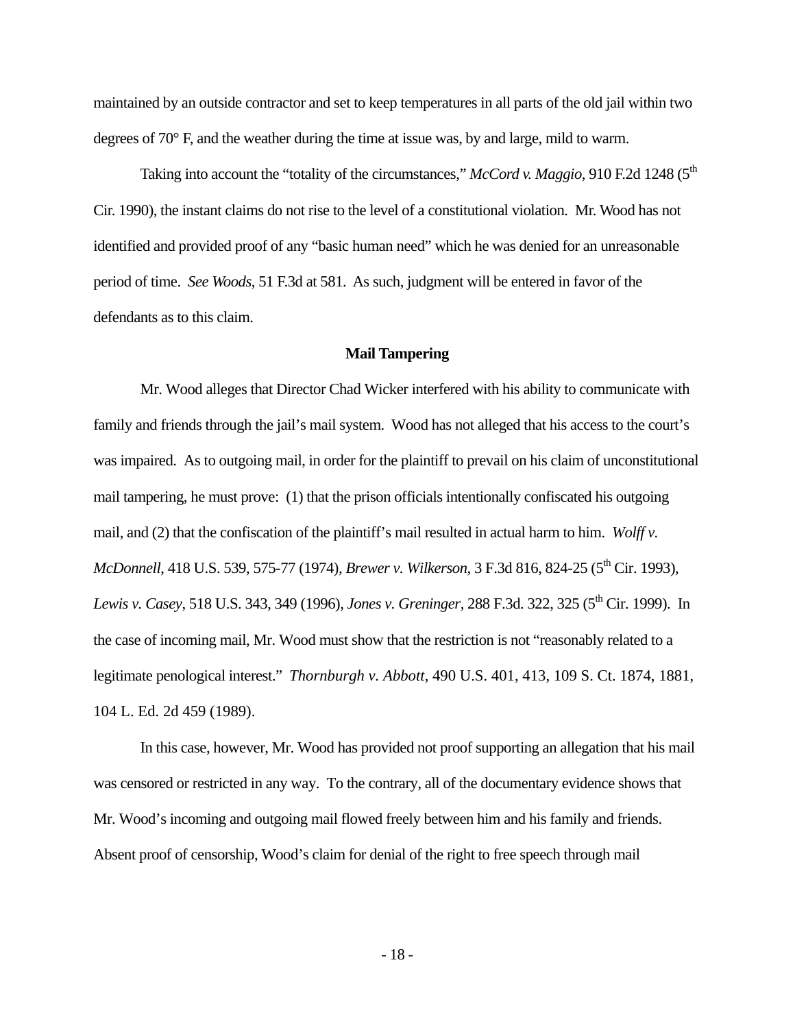maintained by an outside contractor and set to keep temperatures in all parts of the old jail within two degrees of 70° F, and the weather during the time at issue was, by and large, mild to warm.

Taking into account the "totality of the circumstances," *McCord v. Maggio*, 910 F.2d 1248 (5th Cir. 1990), the instant claims do not rise to the level of a constitutional violation. Mr. Wood has not identified and provided proof of any "basic human need" which he was denied for an unreasonable period of time. *See Woods*, 51 F.3d at 581. As such, judgment will be entered in favor of the defendants as to this claim.

**Mail Tampering**

Mr. Wood alleges that Director Chad Wicker interfered with his ability to communicate with family and friends through the jail's mail system. Wood has not alleged that his access to the court's was impaired. As to outgoing mail, in order for the plaintiff to prevail on his claim of unconstitutional mail tampering, he must prove: (1) that the prison officials intentionally confiscated his outgoing mail, and (2) that the confiscation of the plaintiff's mail resulted in actual harm to him. *Wolff v. McDonnell*, 418 U.S. 539, 575-77 (1974), *Brewer v. Wilkerson*, 3 F.3d 816, 824-25 (5th Cir. 1993), *Lewis v. Casey*, 518 U.S. 343, 349 (1996), *Jones v. Greninger*, 288 F.3d. 322, 325 (5th Cir. 1999). In the case of incoming mail, Mr. Wood must show that the restriction is not "reasonably related to a legitimate penological interest." *Thornburgh v. Abbott*, 490 U.S. 401, 413, 109 S. Ct. 1874, 1881, 104 L. Ed. 2d 459 (1989).

In this case, however, Mr. Wood has provided not proof supporting an allegation that his mail was censored or restricted in any way. To the contrary, all of the documentary evidence shows that Mr. Wood's incoming and outgoing mail flowed freely between him and his family and friends. Absent proof of censorship, Wood's claim for denial of the right to free speech through mail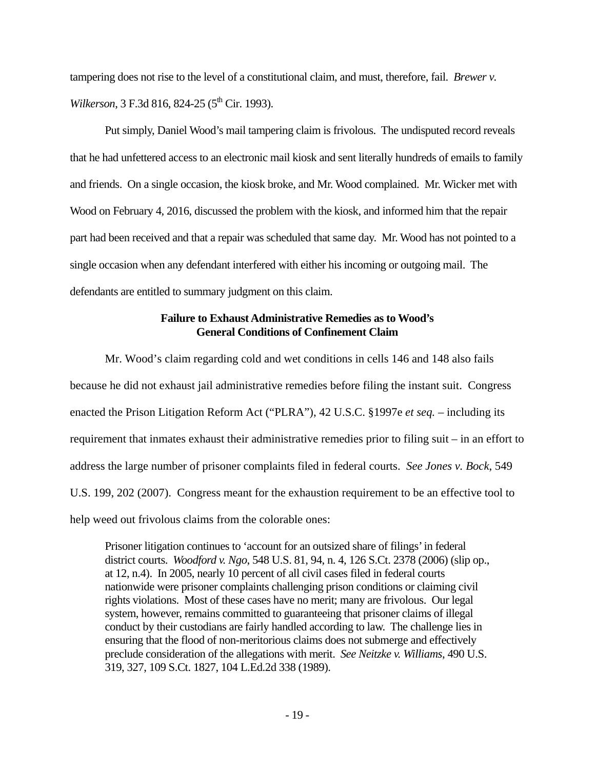tampering does not rise to the level of a constitutional claim, and must, therefore, fail. *Brewer v. Wilkerson*, 3 F.3d 816, 824-25 (5th Cir. 1993).

Put simply, Daniel Wood's mail tampering claim is frivolous. The undisputed record reveals that he had unfettered access to an electronic mail kiosk and sent literally hundreds of emails to family and friends. On a single occasion, the kiosk broke, and Mr. Wood complained. Mr. Wicker met with Wood on February 4, 2016, discussed the problem with the kiosk, and informed him that the repair part had been received and that a repair was scheduled that same day. Mr. Wood has not pointed to a single occasion when any defendant interfered with either his incoming or outgoing mail. The defendants are entitled to summary judgment on this claim.

**Failure to Exhaust Administrative Remedies as to Wood's General Conditions of Confinement Claim**

Mr. Wood's claim regarding cold and wet conditions in cells 146 and 148 also fails because he did not exhaust jail administrative remedies before filing the instant suit. Congress enacted the Prison Litigation Reform Act ("PLRA"), 42 U.S.C. §1997e *et seq.* – including its requirement that inmates exhaust their administrative remedies prior to filing suit – in an effort to address the large number of prisoner complaints filed in federal courts. *See Jones v. Bock*, 549 U.S. 199, 202 (2007). Congress meant for the exhaustion requirement to be an effective tool to help weed out frivolous claims from the colorable ones:

> Prisoner litigation continues to 'account for an outsized share of filings' in federal district courts. *Woodford v. Ngo*, 548 U.S. 81, 94, n. 4, 126 S.Ct. 2378 (2006) (slip op., at 12, n.4). In 2005, nearly 10 percent of all civil cases filed in federal courts nationwide were prisoner complaints challenging prison conditions or claiming civil rights violations. Most of these cases have no merit; many are frivolous. Our legal system, however, remains committed to guaranteeing that prisoner claims of illegal conduct by their custodians are fairly handled according to law. The challenge lies in ensuring that the flood of non-meritorious claims does not submerge and effectively preclude consideration of the allegations with merit. *See Neitzke v. Williams*, 490 U.S. 319, 327, 109 S.Ct. 1827, 104 L.Ed.2d 338 (1989).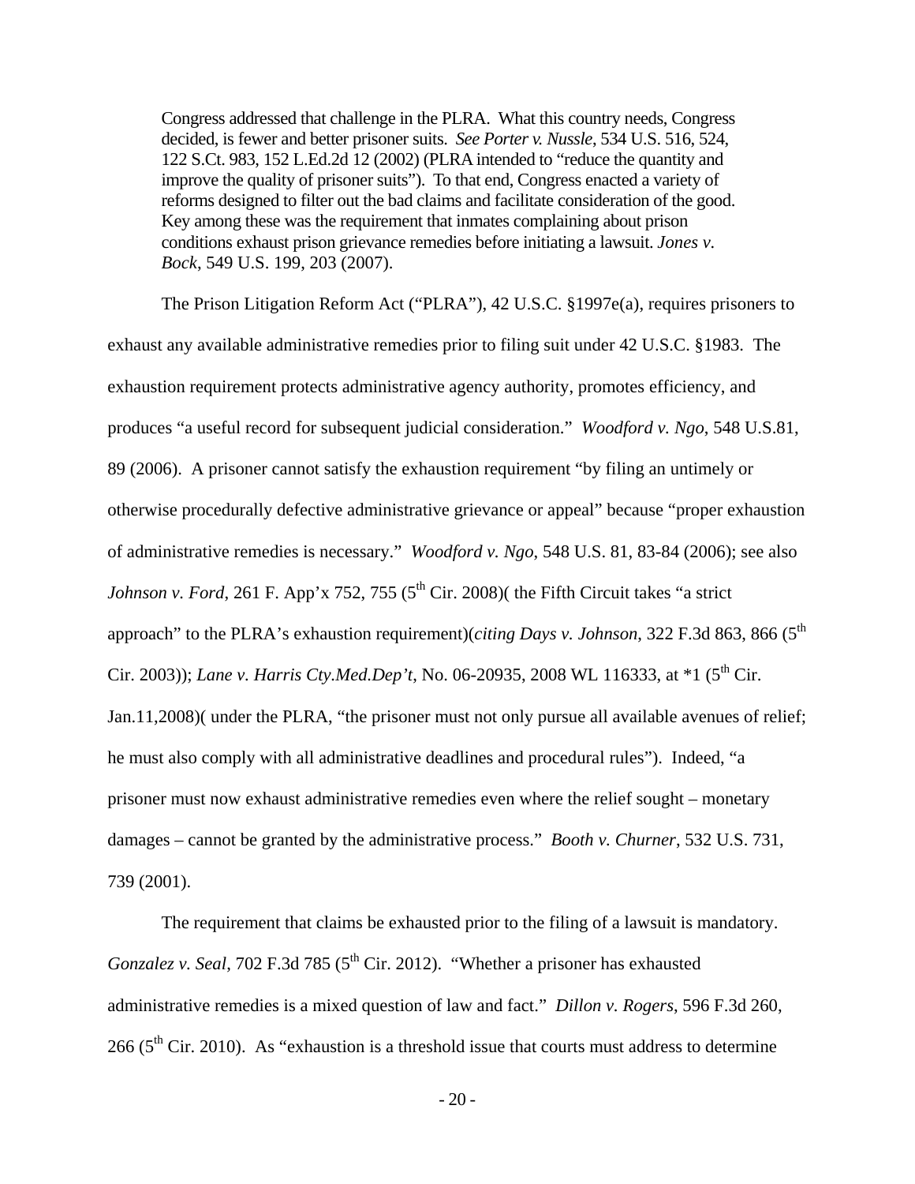> Congress addressed that challenge in the PLRA. What this country needs, Congress decided, is fewer and better prisoner suits. *See Porter v. Nussle*, 534 U.S. 516, 524, 122 S.Ct. 983, 152 L.Ed.2d 12 (2002) (PLRA intended to "reduce the quantity and improve the quality of prisoner suits"). To that end, Congress enacted a variety of reforms designed to filter out the bad claims and facilitate consideration of the good. Key among these was the requirement that inmates complaining about prison conditions exhaust prison grievance remedies before initiating a lawsuit. *Jones v. Bock*, 549 U.S. 199, 203 (2007).

The Prison Litigation Reform Act ("PLRA"), 42 U.S.C. §1997e(a), requires prisoners to exhaust any available administrative remedies prior to filing suit under 42 U.S.C. §1983. The exhaustion requirement protects administrative agency authority, promotes efficiency, and produces "a useful record for subsequent judicial consideration." *Woodford v. Ngo*, 548 U.S.81, 89 (2006). A prisoner cannot satisfy the exhaustion requirement "by filing an untimely or otherwise procedurally defective administrative grievance or appeal" because "proper exhaustion of administrative remedies is necessary." *Woodford v. Ngo*, 548 U.S. 81, 83-84 (2006); see also *Johnson v. Ford*, 261 F. App'x 752, 755 (5th Cir. 2008)( the Fifth Circuit takes "a strict approach" to the PLRA's exhaustion requirement)(*citing Days v. Johnson*, 322 F.3d 863, 866 (5th Cir. 2003)); *Lane v. Harris Cty.Med.Dep't*, No. 06-20935, 2008 WL 116333, at *1 (5th Cir. Jan.11,2008)( under the PLRA, "the prisoner must not only pursue all available avenues of relief; he must also comply with all administrative deadlines and procedural rules"). Indeed, "a prisoner must now exhaust administrative remedies even where the relief sought – monetary damages – cannot be granted by the administrative process." *Booth v. Churner*, 532 U.S. 731, 739 (2001).

The requirement that claims be exhausted prior to the filing of a lawsuit is mandatory. *Gonzalez v. Seal*, 702 F.3d 785 (5th Cir. 2012). "Whether a prisoner has exhausted administrative remedies is a mixed question of law and fact." *Dillon v. Rogers*, 596 F.3d 260, 266 (5th Cir. 2010). As "exhaustion is a threshold issue that courts must address to determine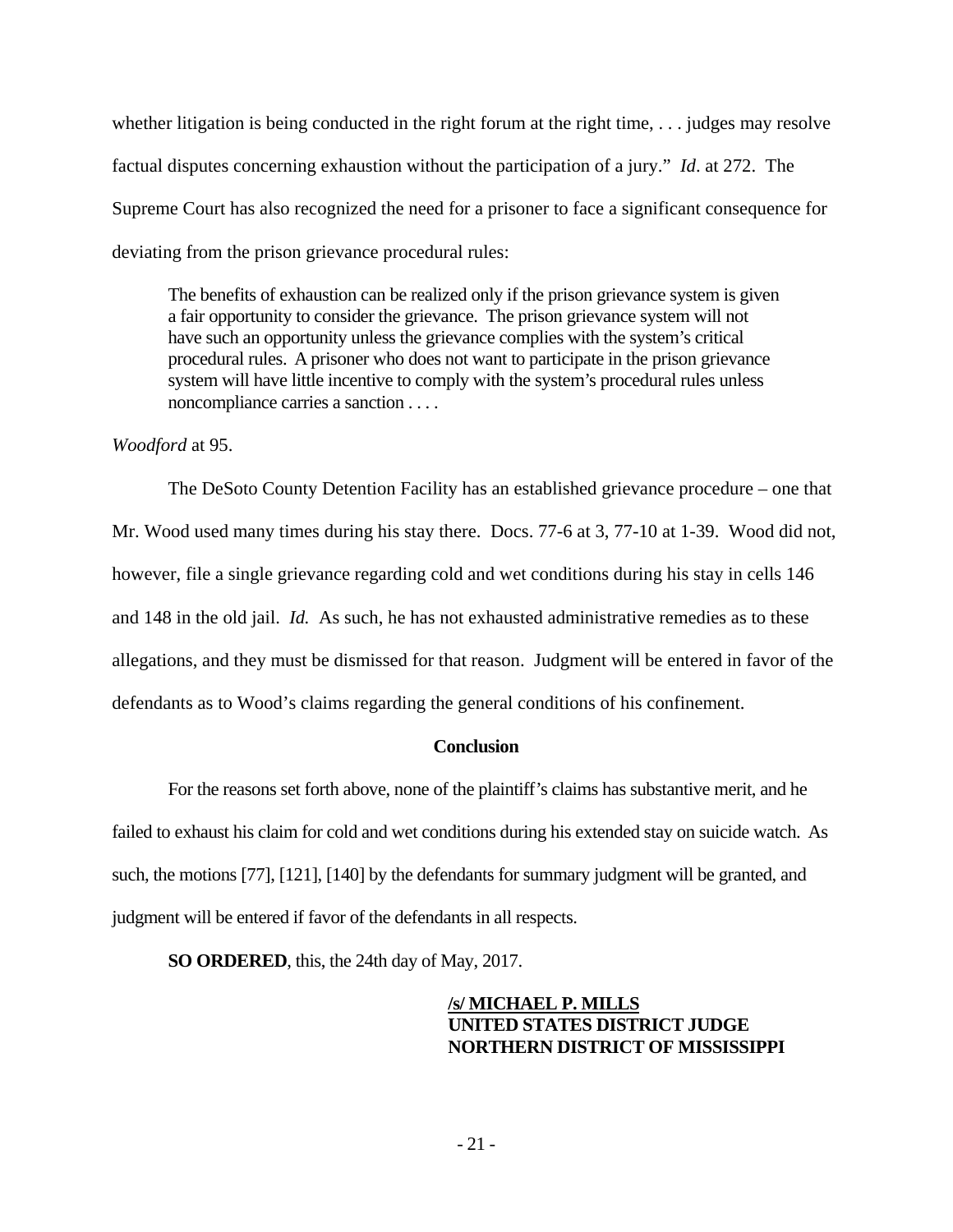whether litigation is being conducted in the right forum at the right time, . . . judges may resolve factual disputes concerning exhaustion without the participation of a jury." *Id*. at 272. The Supreme Court has also recognized the need for a prisoner to face a significant consequence for deviating from the prison grievance procedural rules:

> The benefits of exhaustion can be realized only if the prison grievance system is given a fair opportunity to consider the grievance. The prison grievance system will not have such an opportunity unless the grievance complies with the system's critical procedural rules. A prisoner who does not want to participate in the prison grievance system will have little incentive to comply with the system's procedural rules unless noncompliance carries a sanction . . . .

*Woodford* at 95.

The DeSoto County Detention Facility has an established grievance procedure – one that Mr. Wood used many times during his stay there. Docs. 77-6 at 3, 77-10 at 1-39. Wood did not, however, file a single grievance regarding cold and wet conditions during his stay in cells 146 and 148 in the old jail. *Id.* As such, he has not exhausted administrative remedies as to these allegations, and they must be dismissed for that reason. Judgment will be entered in favor of the defendants as to Wood's claims regarding the general conditions of his confinement.

## Conclusion

For the reasons set forth above, none of the plaintiff's claims has substantive merit, and he failed to exhaust his claim for cold and wet conditions during his extended stay on suicide watch. As such, the motions [77], [121], [140] by the defendants for summary judgment will be granted, and judgment will be entered if favor of the defendants in all respects.

**SO ORDERED**, this, the 24th day of May, 2017.

**/s/ MICHAEL P. MILLS**
**UNITED STATES DISTRICT JUDGE**
**NORTHERN DISTRICT OF MISSISSIPPI**